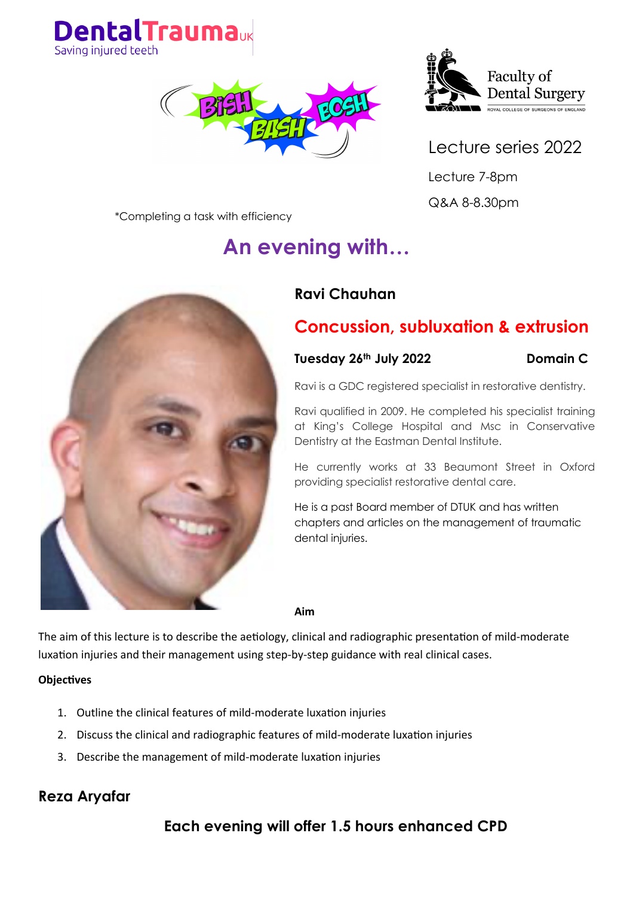DentalTrauma UK
Saving injured teeth

Faculty of Dental Surgery
ROYAL COLLEGE OF SURGEONS OF ENGLAND

Lecture series 2022

Lecture 7-8pm

Q&A 8-8.30pm

*Completing a task with efficiency

## An evening with…

### Ravi Chauhan

## Concussion, subluxation & extrusion

**Tuesday 26th July 2022** **Domain C**

Ravi is a GDC registered specialist in restorative dentistry.

Ravi qualified in 2009. He completed his specialist training at King's College Hospital and Msc in Conservative Dentistry at the Eastman Dental Institute.

He currently works at 33 Beaumont Street in Oxford providing specialist restorative dental care.

He is a past Board member of DTUK and has written chapters and articles on the management of traumatic dental injuries.

**Aim**

The aim of this lecture is to describe the aetiology, clinical and radiographic presentation of mild-moderate luxation injuries and their management using step-by-step guidance with real clinical cases.

**Objectives**

1. Outline the clinical features of mild-moderate luxation injuries
2. Discuss the clinical and radiographic features of mild-moderate luxation injuries
3. Describe the management of mild-moderate luxation injuries

### Reza Aryafar

**Each evening will offer 1.5 hours enhanced CPD**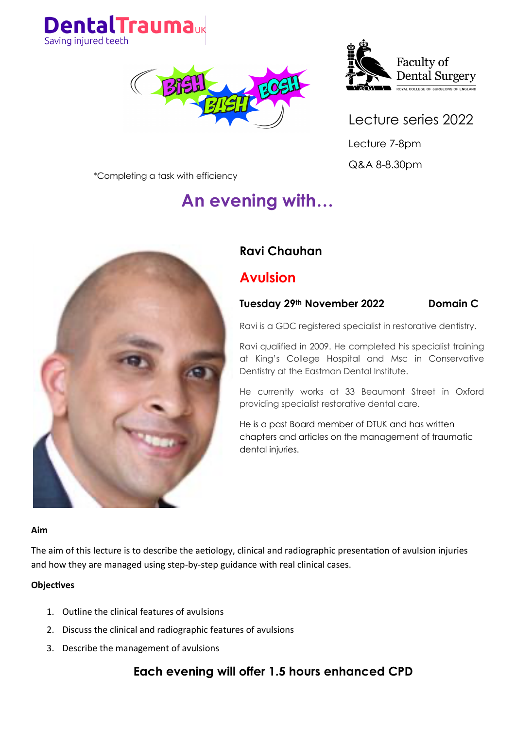DentalTraumaUK
Saving injured teeth

Faculty of Dental Surgery
ROYAL COLLEGE OF SURGEONS OF ENGLAND

BISH BASH BOSH

Lecture series 2022

Lecture 7-8pm

Q&A 8-8.30pm

*Completing a task with efficiency

## An evening with…

### Ravi Chauhan

## Avulsion

**Tuesday 29th November 2022** **Domain C**

Ravi is a GDC registered specialist in restorative dentistry.

Ravi qualified in 2009. He completed his specialist training at King's College Hospital and Msc in Conservative Dentistry at the Eastman Dental Institute.

He currently works at 33 Beaumont Street in Oxford providing specialist restorative dental care.

He is a past Board member of DTUK and has written chapters and articles on the management of traumatic dental injuries.

**Aim**

The aim of this lecture is to describe the aetiology, clinical and radiographic presentation of avulsion injuries and how they are managed using step-by-step guidance with real clinical cases.

**Objectives**

1. Outline the clinical features of avulsions
2. Discuss the clinical and radiographic features of avulsions
3. Describe the management of avulsions

**Each evening will offer 1.5 hours enhanced CPD**